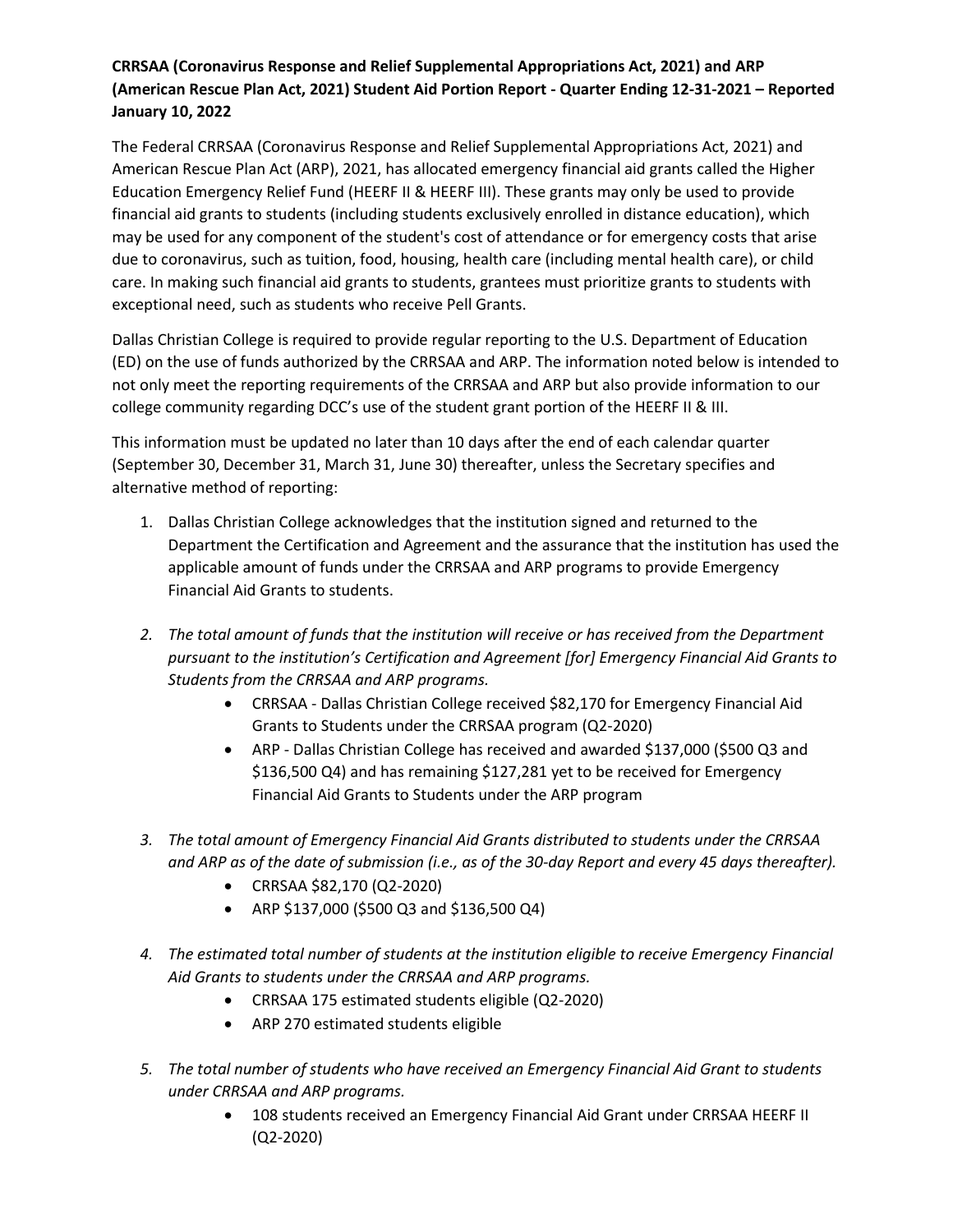**CRRSAA (Coronavirus Response and Relief Supplemental Appropriations Act, 2021) and ARP (American Rescue Plan Act, 2021) Student Aid Portion Report - Quarter Ending 12-31-2021 – Reported January 10, 2022**

The Federal CRRSAA (Coronavirus Response and Relief Supplemental Appropriations Act, 2021) and American Rescue Plan Act (ARP), 2021, has allocated emergency financial aid grants called the Higher Education Emergency Relief Fund (HEERF II & HEERF III). These grants may only be used to provide financial aid grants to students (including students exclusively enrolled in distance education), which may be used for any component of the student's cost of attendance or for emergency costs that arise due to coronavirus, such as tuition, food, housing, health care (including mental health care), or child care. In making such financial aid grants to students, grantees must prioritize grants to students with exceptional need, such as students who receive Pell Grants.

Dallas Christian College is required to provide regular reporting to the U.S. Department of Education (ED) on the use of funds authorized by the CRRSAA and ARP. The information noted below is intended to not only meet the reporting requirements of the CRRSAA and ARP but also provide information to our college community regarding DCC's use of the student grant portion of the HEERF II & III.

This information must be updated no later than 10 days after the end of each calendar quarter (September 30, December 31, March 31, June 30) thereafter, unless the Secretary specifies and alternative method of reporting:

1. Dallas Christian College acknowledges that the institution signed and returned to the Department the Certification and Agreement and the assurance that the institution has used the applicable amount of funds under the CRRSAA and ARP programs to provide Emergency Financial Aid Grants to students.

2. *The total amount of funds that the institution will receive or has received from the Department pursuant to the institution's Certification and Agreement [for] Emergency Financial Aid Grants to Students from the CRRSAA and ARP programs.*
   - CRRSAA - Dallas Christian College received $82,170 for Emergency Financial Aid Grants to Students under the CRRSAA program (Q2-2020)
   - ARP - Dallas Christian College has received and awarded $137,000 ($500 Q3 and $136,500 Q4) and has remaining $127,281 yet to be received for Emergency Financial Aid Grants to Students under the ARP program

3. *The total amount of Emergency Financial Aid Grants distributed to students under the CRRSAA and ARP as of the date of submission (i.e., as of the 30-day Report and every 45 days thereafter).*
   - CRRSAA $82,170 (Q2-2020)
   - ARP $137,000 ($500 Q3 and $136,500 Q4)

4. *The estimated total number of students at the institution eligible to receive Emergency Financial Aid Grants to students under the CRRSAA and ARP programs.*
   - CRRSAA 175 estimated students eligible (Q2-2020)
   - ARP 270 estimated students eligible

5. *The total number of students who have received an Emergency Financial Aid Grant to students under CRRSAA and ARP programs.*
   - 108 students received an Emergency Financial Aid Grant under CRRSAA HEERF II (Q2-2020)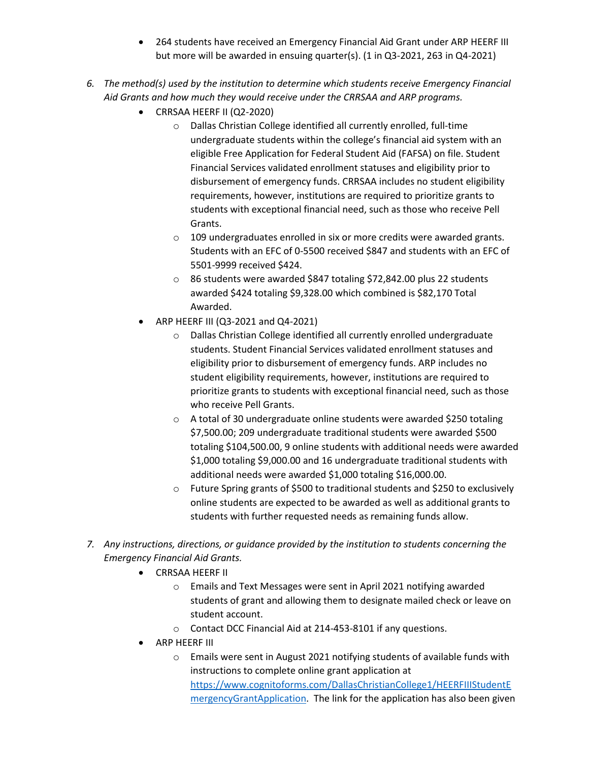- 264 students have received an Emergency Financial Aid Grant under ARP HEERF III but more will be awarded in ensuing quarter(s). (1 in Q3-2021, 263 in Q4-2021)

6. *The method(s) used by the institution to determine which students receive Emergency Financial Aid Grants and how much they would receive under the CRRSAA and ARP programs.*
   - CRRSAA HEERF II (Q2-2020)
     - Dallas Christian College identified all currently enrolled, full-time undergraduate students within the college's financial aid system with an eligible Free Application for Federal Student Aid (FAFSA) on file. Student Financial Services validated enrollment statuses and eligibility prior to disbursement of emergency funds. CRRSAA includes no student eligibility requirements, however, institutions are required to prioritize grants to students with exceptional financial need, such as those who receive Pell Grants.
     - 109 undergraduates enrolled in six or more credits were awarded grants. Students with an EFC of 0-5500 received $847 and students with an EFC of 5501-9999 received $424.
     - 86 students were awarded $847 totaling $72,842.00 plus 22 students awarded $424 totaling $9,328.00 which combined is $82,170 Total Awarded.
   - ARP HEERF III (Q3-2021 and Q4-2021)
     - Dallas Christian College identified all currently enrolled undergraduate students. Student Financial Services validated enrollment statuses and eligibility prior to disbursement of emergency funds. ARP includes no student eligibility requirements, however, institutions are required to prioritize grants to students with exceptional financial need, such as those who receive Pell Grants.
     - A total of 30 undergraduate online students were awarded $250 totaling $7,500.00; 209 undergraduate traditional students were awarded $500 totaling $104,500.00, 9 online students with additional needs were awarded $1,000 totaling $9,000.00 and 16 undergraduate traditional students with additional needs were awarded $1,000 totaling $16,000.00.
     - Future Spring grants of $500 to traditional students and $250 to exclusively online students are expected to be awarded as well as additional grants to students with further requested needs as remaining funds allow.

7. *Any instructions, directions, or guidance provided by the institution to students concerning the Emergency Financial Aid Grants.*
   - CRRSAA HEERF II
     - Emails and Text Messages were sent in April 2021 notifying awarded students of grant and allowing them to designate mailed check or leave on student account.
     - Contact DCC Financial Aid at 214-453-8101 if any questions.
   - ARP HEERF III
     - Emails were sent in August 2021 notifying students of available funds with instructions to complete online grant application at [https://www.cognitoforms.com/DallasChristianCollege1/HEERFIIIStudentEmergencyGrantApplication](https://www.cognitoforms.com/DallasChristianCollege1/HEERFIIIStudentEmergencyGrantApplication). The link for the application has also been given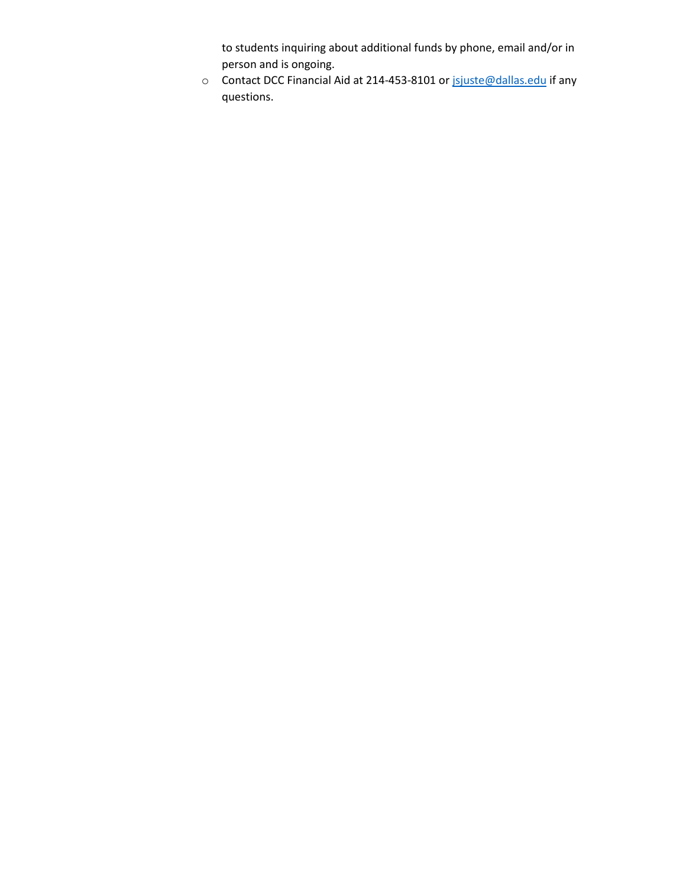to students inquiring about additional funds by phone, email and/or in person and is ongoing.

- Contact DCC Financial Aid at 214-453-8101 or [jsjuste@dallas.edu](mailto:jsjuste@dallas.edu) if any questions.